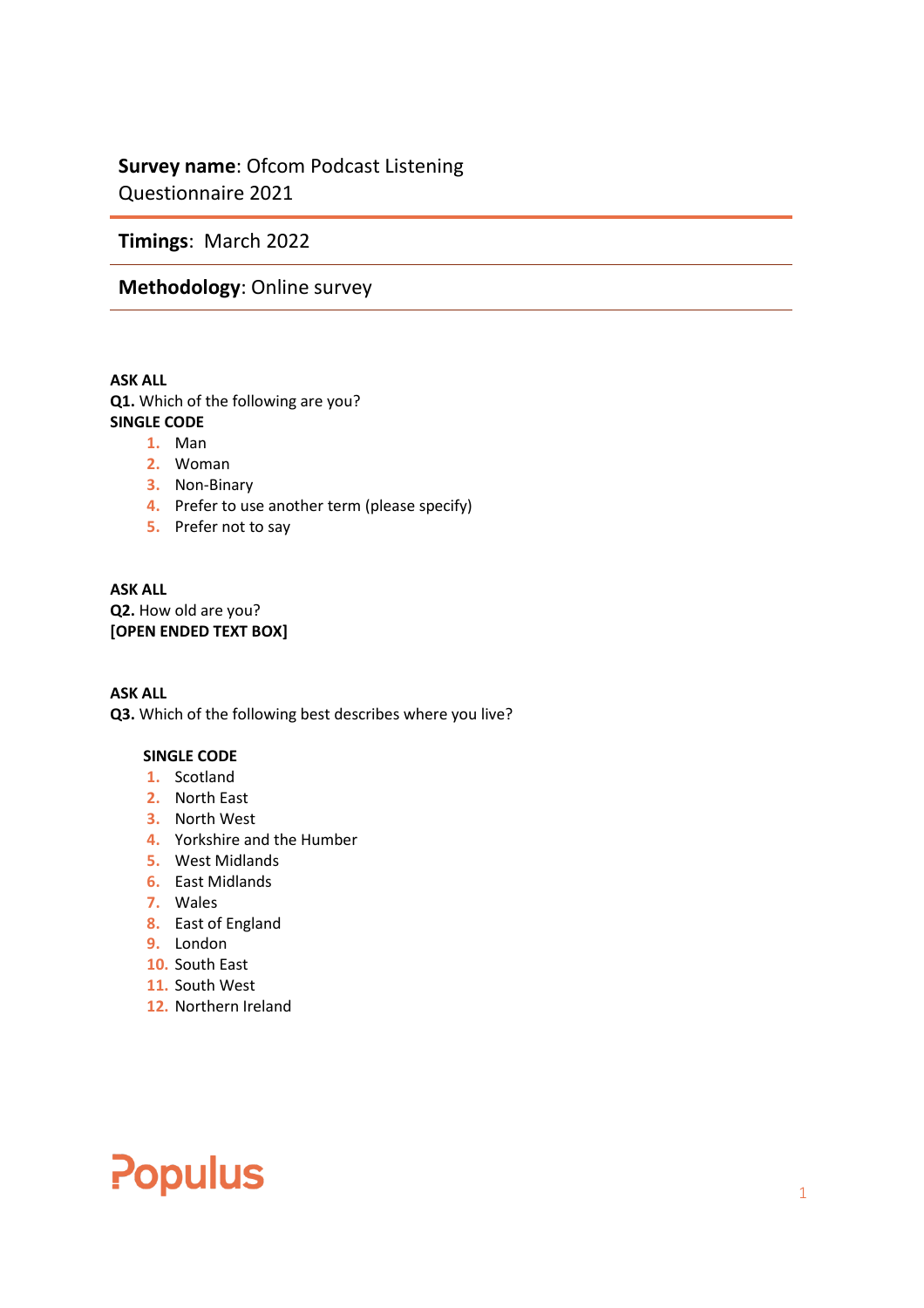**Survey name**: Ofcom Podcast Listening Questionnaire 2021

**Timings**: March 2022

**Methodology**: Online survey

**ASK ALL**
**Q1.** Which of the following are you?
**SINGLE CODE**

1. Man
2. Woman
3. Non-Binary
4. Prefer to use another term (please specify)
5. Prefer not to say

**ASK ALL**
**Q2.** How old are you?
**[OPEN ENDED TEXT BOX]**

**ASK ALL**
**Q3.** Which of the following best describes where you live?

**SINGLE CODE**

1. Scotland
2. North East
3. North West
4. Yorkshire and the Humber
5. West Midlands
6. East Midlands
7. Wales
8. East of England
9. London
10. South East
11. South West
12. Northern Ireland

Populus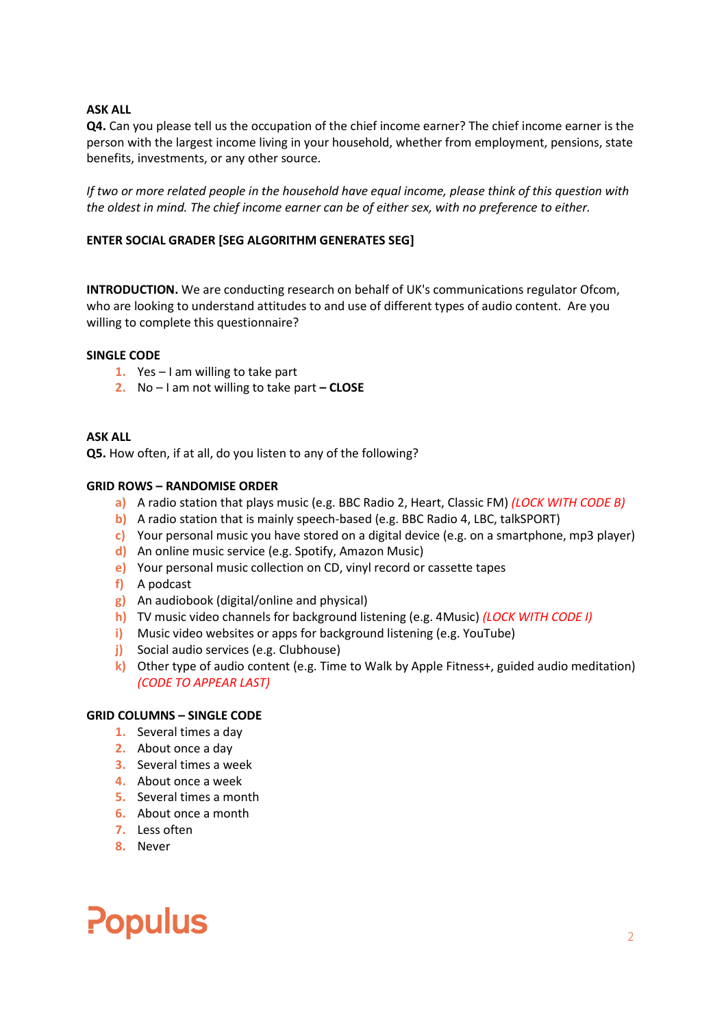**ASK ALL**

**Q4.** Can you please tell us the occupation of the chief income earner? The chief income earner is the person with the largest income living in your household, whether from employment, pensions, state benefits, investments, or any other source.

*If two or more related people in the household have equal income, please think of this question with the oldest in mind. The chief income earner can be of either sex, with no preference to either.*

**ENTER SOCIAL GRADER [SEG ALGORITHM GENERATES SEG]**

**INTRODUCTION.** We are conducting research on behalf of UK's communications regulator Ofcom, who are looking to understand attitudes to and use of different types of audio content. Are you willing to complete this questionnaire?

**SINGLE CODE**

1. Yes – I am willing to take part
2. No – I am not willing to take part **– CLOSE**

**ASK ALL**

**Q5.** How often, if at all, do you listen to any of the following?

**GRID ROWS – RANDOMISE ORDER**

a) A radio station that plays music (e.g. BBC Radio 2, Heart, Classic FM) *(LOCK WITH CODE B)*
b) A radio station that is mainly speech-based (e.g. BBC Radio 4, LBC, talkSPORT)
c) Your personal music you have stored on a digital device (e.g. on a smartphone, mp3 player)
d) An online music service (e.g. Spotify, Amazon Music)
e) Your personal music collection on CD, vinyl record or cassette tapes
f) A podcast
g) An audiobook (digital/online and physical)
h) TV music video channels for background listening (e.g. 4Music) *(LOCK WITH CODE I)*
i) Music video websites or apps for background listening (e.g. YouTube)
j) Social audio services (e.g. Clubhouse)
k) Other type of audio content (e.g. Time to Walk by Apple Fitness+, guided audio meditation) *(CODE TO APPEAR LAST)*

**GRID COLUMNS – SINGLE CODE**

1. Several times a day
2. About once a day
3. Several times a week
4. About once a week
5. Several times a month
6. About once a month
7. Less often
8. Never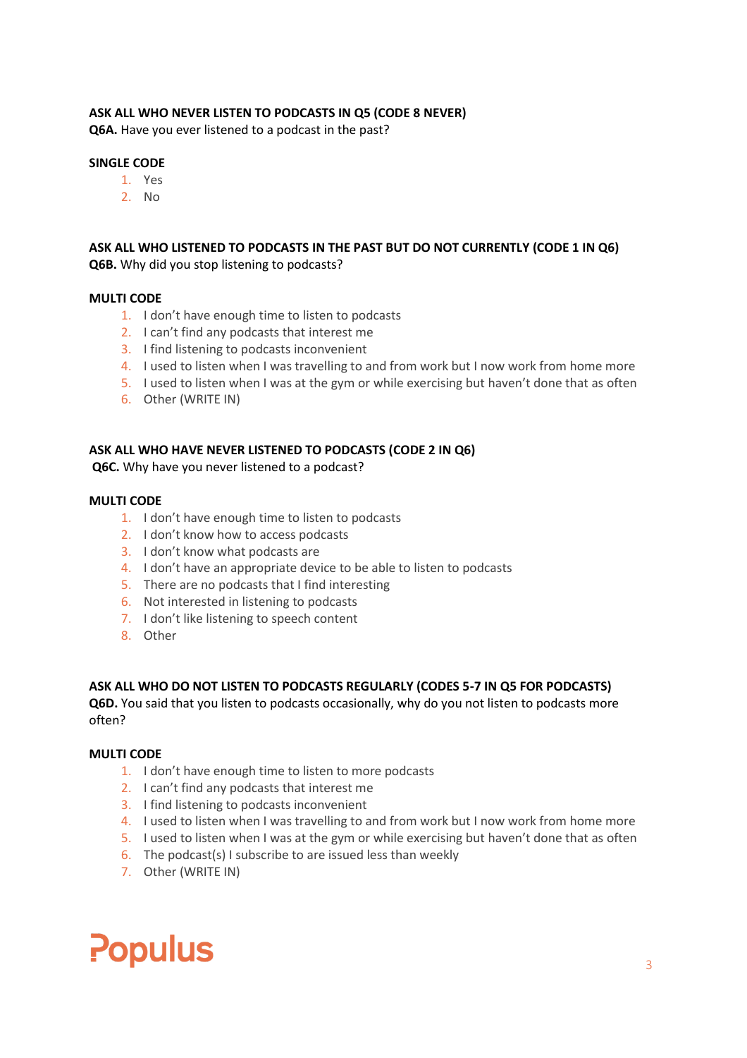**ASK ALL WHO NEVER LISTEN TO PODCASTS IN Q5 (CODE 8 NEVER)**
**Q6A.** Have you ever listened to a podcast in the past?

**SINGLE CODE**

1. Yes
2. No

**ASK ALL WHO LISTENED TO PODCASTS IN THE PAST BUT DO NOT CURRENTLY (CODE 1 IN Q6)**
**Q6B.** Why did you stop listening to podcasts?

**MULTI CODE**

1. I don't have enough time to listen to podcasts
2. I can't find any podcasts that interest me
3. I find listening to podcasts inconvenient
4. I used to listen when I was travelling to and from work but I now work from home more
5. I used to listen when I was at the gym or while exercising but haven't done that as often
6. Other (WRITE IN)

**ASK ALL WHO HAVE NEVER LISTENED TO PODCASTS (CODE 2 IN Q6)**
**Q6C.** Why have you never listened to a podcast?

**MULTI CODE**

1. I don't have enough time to listen to podcasts
2. I don't know how to access podcasts
3. I don't know what podcasts are
4. I don't have an appropriate device to be able to listen to podcasts
5. There are no podcasts that I find interesting
6. Not interested in listening to podcasts
7. I don't like listening to speech content
8. Other

**ASK ALL WHO DO NOT LISTEN TO PODCASTS REGULARLY (CODES 5-7 IN Q5 FOR PODCASTS)**
**Q6D.** You said that you listen to podcasts occasionally, why do you not listen to podcasts more often?

**MULTI CODE**

1. I don't have enough time to listen to more podcasts
2. I can't find any podcasts that interest me
3. I find listening to podcasts inconvenient
4. I used to listen when I was travelling to and from work but I now work from home more
5. I used to listen when I was at the gym or while exercising but haven't done that as often
6. The podcast(s) I subscribe to are issued less than weekly
7. Other (WRITE IN)

Populus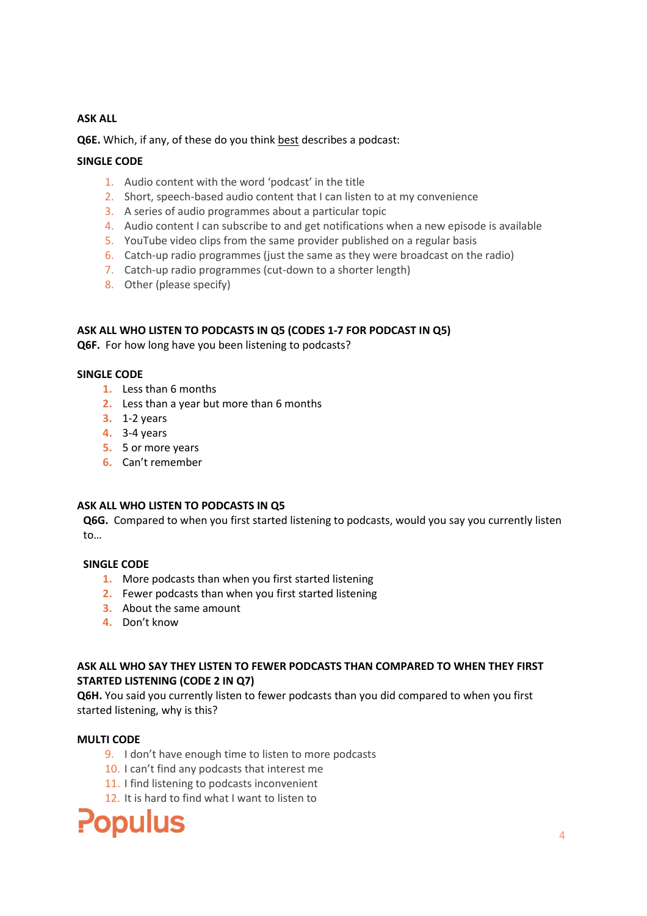**ASK ALL**

**Q6E.** Which, if any, of these do you think best describes a podcast:

**SINGLE CODE**

1. Audio content with the word 'podcast' in the title
2. Short, speech-based audio content that I can listen to at my convenience
3. A series of audio programmes about a particular topic
4. Audio content I can subscribe to and get notifications when a new episode is available
5. YouTube video clips from the same provider published on a regular basis
6. Catch-up radio programmes (just the same as they were broadcast on the radio)
7. Catch-up radio programmes (cut-down to a shorter length)
8. Other (please specify)

**ASK ALL WHO LISTEN TO PODCASTS IN Q5 (CODES 1-7 FOR PODCAST IN Q5)**

**Q6F.** For how long have you been listening to podcasts?

**SINGLE CODE**

1. Less than 6 months
2. Less than a year but more than 6 months
3. 1-2 years
4. 3-4 years
5. 5 or more years
6. Can't remember

**ASK ALL WHO LISTEN TO PODCASTS IN Q5**

**Q6G.** Compared to when you first started listening to podcasts, would you say you currently listen to…

**SINGLE CODE**

1. More podcasts than when you first started listening
2. Fewer podcasts than when you first started listening
3. About the same amount
4. Don't know

**ASK ALL WHO SAY THEY LISTEN TO FEWER PODCASTS THAN COMPARED TO WHEN THEY FIRST STARTED LISTENING (CODE 2 IN Q7)**

**Q6H.** You said you currently listen to fewer podcasts than you did compared to when you first started listening, why is this?

**MULTI CODE**

9. I don't have enough time to listen to more podcasts
10. I can't find any podcasts that interest me
11. I find listening to podcasts inconvenient
12. It is hard to find what I want to listen to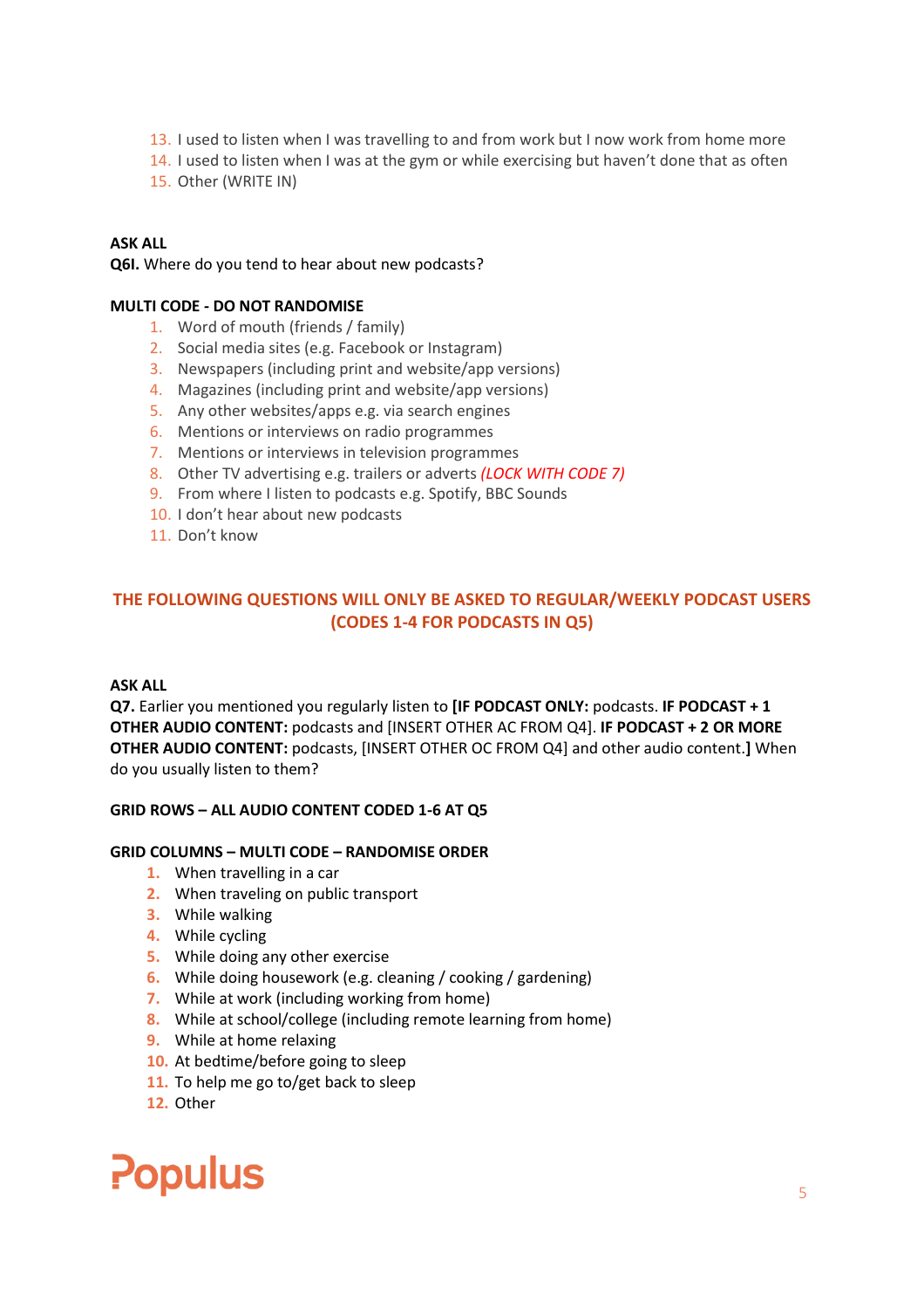13. I used to listen when I was travelling to and from work but I now work from home more
14. I used to listen when I was at the gym or while exercising but haven't done that as often
15. Other (WRITE IN)

**ASK ALL**

**Q6I.** Where do you tend to hear about new podcasts?

**MULTI CODE - DO NOT RANDOMISE**

1. Word of mouth (friends / family)
2. Social media sites (e.g. Facebook or Instagram)
3. Newspapers (including print and website/app versions)
4. Magazines (including print and website/app versions)
5. Any other websites/apps e.g. via search engines
6. Mentions or interviews on radio programmes
7. Mentions or interviews in television programmes
8. Other TV advertising e.g. trailers or adverts *(LOCK WITH CODE 7)*
9. From where I listen to podcasts e.g. Spotify, BBC Sounds
10. I don't hear about new podcasts
11. Don't know

## THE FOLLOWING QUESTIONS WILL ONLY BE ASKED TO REGULAR/WEEKLY PODCAST USERS (CODES 1-4 FOR PODCASTS IN Q5)

**ASK ALL**

**Q7.** Earlier you mentioned you regularly listen to **[IF PODCAST ONLY:** podcasts. **IF PODCAST + 1 OTHER AUDIO CONTENT:** podcasts and [INSERT OTHER AC FROM Q4]. **IF PODCAST + 2 OR MORE OTHER AUDIO CONTENT:** podcasts, [INSERT OTHER OC FROM Q4] and other audio content.**]** When do you usually listen to them?

**GRID ROWS – ALL AUDIO CONTENT CODED 1-6 AT Q5**

**GRID COLUMNS – MULTI CODE – RANDOMISE ORDER**

1. When travelling in a car
2. When traveling on public transport
3. While walking
4. While cycling
5. While doing any other exercise
6. While doing housework (e.g. cleaning / cooking / gardening)
7. While at work (including working from home)
8. While at school/college (including remote learning from home)
9. While at home relaxing
10. At bedtime/before going to sleep
11. To help me go to/get back to sleep
12. Other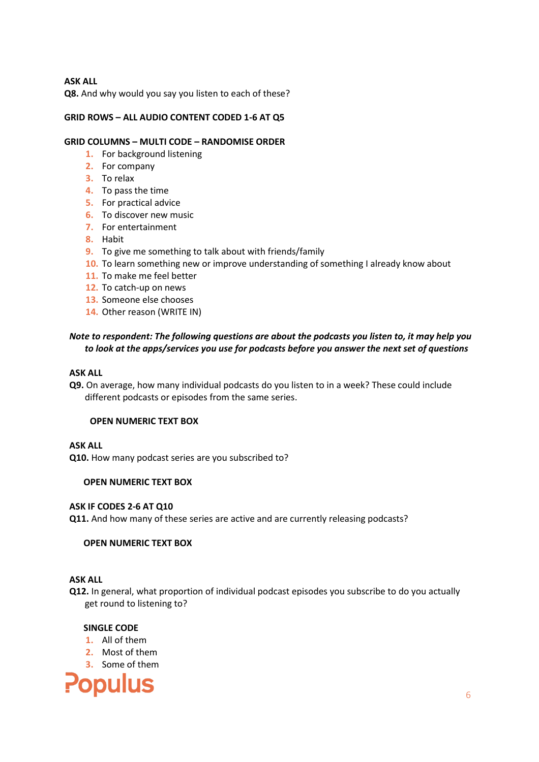**ASK ALL**
**Q8.** And why would you say you listen to each of these?

**GRID ROWS – ALL AUDIO CONTENT CODED 1-6 AT Q5**

**GRID COLUMNS – MULTI CODE – RANDOMISE ORDER**

1. For background listening
2. For company
3. To relax
4. To pass the time
5. For practical advice
6. To discover new music
7. For entertainment
8. Habit
9. To give me something to talk about with friends/family
10. To learn something new or improve understanding of something I already know about
11. To make me feel better
12. To catch-up on news
13. Someone else chooses
14. Other reason (WRITE IN)

***Note to respondent: The following questions are about the podcasts you listen to, it may help you to look at the apps/services you use for podcasts before you answer the next set of questions***

**ASK ALL**
**Q9.** On average, how many individual podcasts do you listen to in a week? These could include different podcasts or episodes from the same series.

**OPEN NUMERIC TEXT BOX**

**ASK ALL**
**Q10.** How many podcast series are you subscribed to?

**OPEN NUMERIC TEXT BOX**

**ASK IF CODES 2-6 AT Q10**
**Q11.** And how many of these series are active and are currently releasing podcasts?

**OPEN NUMERIC TEXT BOX**

**ASK ALL**
**Q12.** In general, what proportion of individual podcast episodes you subscribe to do you actually get round to listening to?

**SINGLE CODE**

1. All of them
2. Most of them
3. Some of them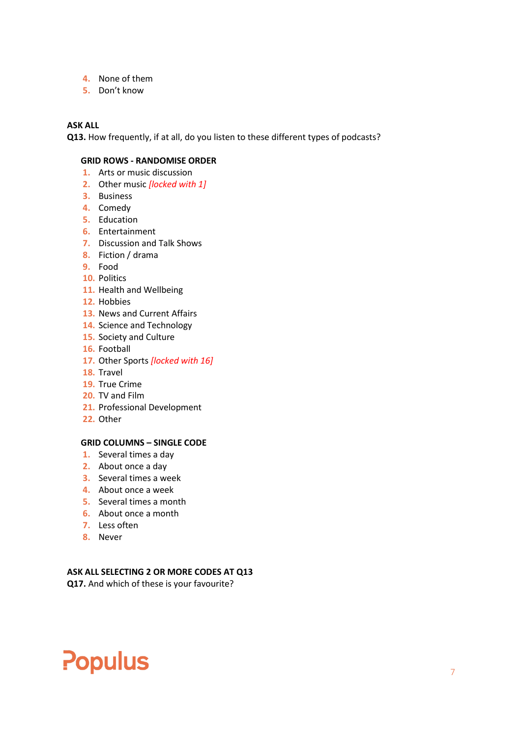4. None of them
5. Don't know

**ASK ALL**
**Q13.** How frequently, if at all, do you listen to these different types of podcasts?

**GRID ROWS - RANDOMISE ORDER**
1. Arts or music discussion
2. Other music *[locked with 1]*
3. Business
4. Comedy
5. Education
6. Entertainment
7. Discussion and Talk Shows
8. Fiction / drama
9. Food
10. Politics
11. Health and Wellbeing
12. Hobbies
13. News and Current Affairs
14. Science and Technology
15. Society and Culture
16. Football
17. Other Sports *[locked with 16]*
18. Travel
19. True Crime
20. TV and Film
21. Professional Development
22. Other

**GRID COLUMNS – SINGLE CODE**
1. Several times a day
2. About once a day
3. Several times a week
4. About once a week
5. Several times a month
6. About once a month
7. Less often
8. Never

**ASK ALL SELECTING 2 OR MORE CODES AT Q13**
**Q17.** And which of these is your favourite?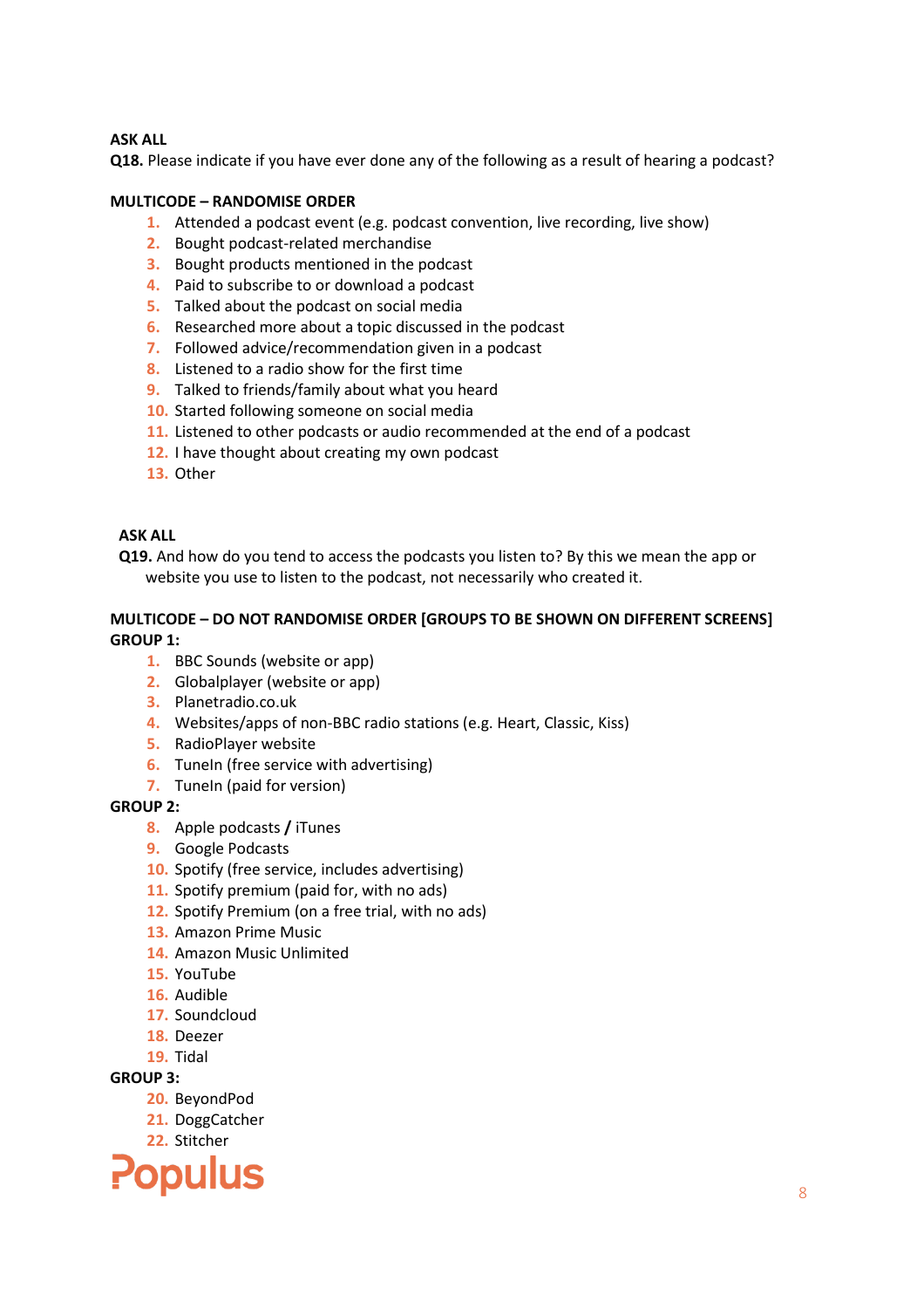**ASK ALL**

**Q18.** Please indicate if you have ever done any of the following as a result of hearing a podcast?

**MULTICODE – RANDOMISE ORDER**

1. Attended a podcast event (e.g. podcast convention, live recording, live show)
2. Bought podcast-related merchandise
3. Bought products mentioned in the podcast
4. Paid to subscribe to or download a podcast
5. Talked about the podcast on social media
6. Researched more about a topic discussed in the podcast
7. Followed advice/recommendation given in a podcast
8. Listened to a radio show for the first time
9. Talked to friends/family about what you heard
10. Started following someone on social media
11. Listened to other podcasts or audio recommended at the end of a podcast
12. I have thought about creating my own podcast
13. Other

**ASK ALL**

**Q19.** And how do you tend to access the podcasts you listen to? By this we mean the app or website you use to listen to the podcast, not necessarily who created it.

**MULTICODE – DO NOT RANDOMISE ORDER [GROUPS TO BE SHOWN ON DIFFERENT SCREENS]**

**GROUP 1:**

1. BBC Sounds (website or app)
2. Globalplayer (website or app)
3. Planetradio.co.uk
4. Websites/apps of non-BBC radio stations (e.g. Heart, Classic, Kiss)
5. RadioPlayer website
6. TuneIn (free service with advertising)
7. TuneIn (paid for version)

**GROUP 2:**

8. Apple podcasts **/** iTunes
9. Google Podcasts
10. Spotify (free service, includes advertising)
11. Spotify premium (paid for, with no ads)
12. Spotify Premium (on a free trial, with no ads)
13. Amazon Prime Music
14. Amazon Music Unlimited
15. YouTube
16. Audible
17. Soundcloud
18. Deezer
19. Tidal

**GROUP 3:**

20. BeyondPod
21. DoggCatcher
22. Stitcher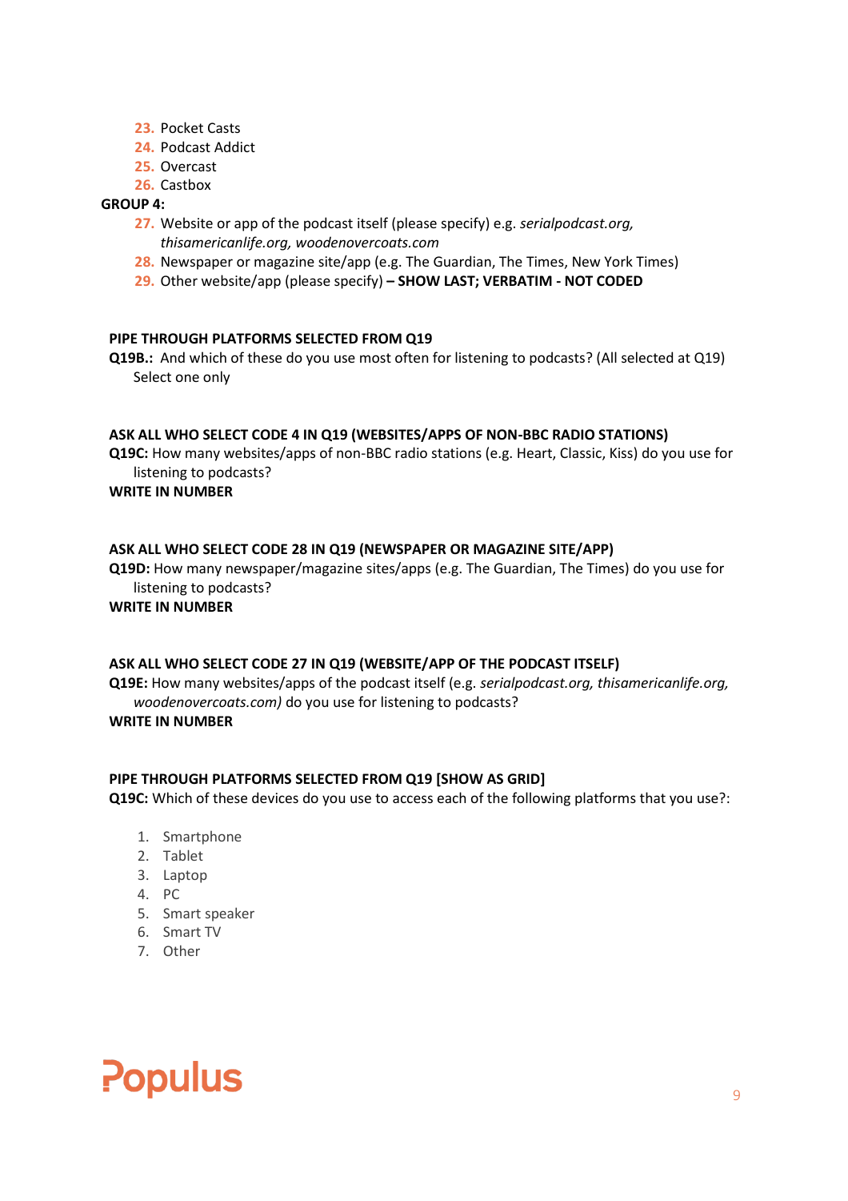23. Pocket Casts
24. Podcast Addict
25. Overcast
26. Castbox

**GROUP 4:**

27. Website or app of the podcast itself (please specify) e.g. *serialpodcast.org, thisamericanlife.org, woodenovercoats.com*
28. Newspaper or magazine site/app (e.g. The Guardian, The Times, New York Times)
29. Other website/app (please specify) **– SHOW LAST; VERBATIM - NOT CODED**

**PIPE THROUGH PLATFORMS SELECTED FROM Q19**

**Q19B.:** And which of these do you use most often for listening to podcasts? (All selected at Q19) Select one only

**ASK ALL WHO SELECT CODE 4 IN Q19 (WEBSITES/APPS OF NON-BBC RADIO STATIONS)**

**Q19C:** How many websites/apps of non-BBC radio stations (e.g. Heart, Classic, Kiss) do you use for listening to podcasts?

**WRITE IN NUMBER**

**ASK ALL WHO SELECT CODE 28 IN Q19 (NEWSPAPER OR MAGAZINE SITE/APP)**

**Q19D:** How many newspaper/magazine sites/apps (e.g. The Guardian, The Times) do you use for listening to podcasts?

**WRITE IN NUMBER**

**ASK ALL WHO SELECT CODE 27 IN Q19 (WEBSITE/APP OF THE PODCAST ITSELF)**

**Q19E:** How many websites/apps of the podcast itself (e.g. *serialpodcast.org, thisamericanlife.org, woodenovercoats.com)* do you use for listening to podcasts?

**WRITE IN NUMBER**

**PIPE THROUGH PLATFORMS SELECTED FROM Q19 [SHOW AS GRID]**

**Q19C:** Which of these devices do you use to access each of the following platforms that you use?:

1. Smartphone
2. Tablet
3. Laptop
4. PC
5. Smart speaker
6. Smart TV
7. Other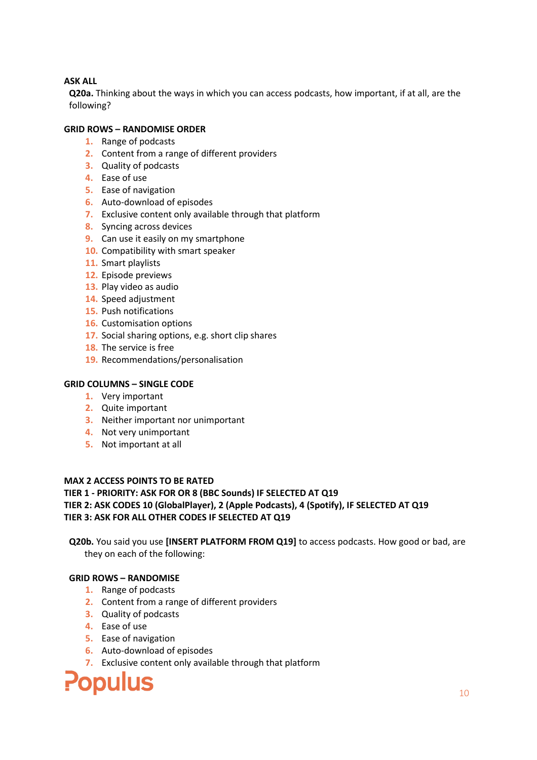**ASK ALL**

**Q20a.** Thinking about the ways in which you can access podcasts, how important, if at all, are the following?

**GRID ROWS – RANDOMISE ORDER**

1. Range of podcasts
2. Content from a range of different providers
3. Quality of podcasts
4. Ease of use
5. Ease of navigation
6. Auto-download of episodes
7. Exclusive content only available through that platform
8. Syncing across devices
9. Can use it easily on my smartphone
10. Compatibility with smart speaker
11. Smart playlists
12. Episode previews
13. Play video as audio
14. Speed adjustment
15. Push notifications
16. Customisation options
17. Social sharing options, e.g. short clip shares
18. The service is free
19. Recommendations/personalisation

**GRID COLUMNS – SINGLE CODE**

1. Very important
2. Quite important
3. Neither important nor unimportant
4. Not very unimportant
5. Not important at all

**MAX 2 ACCESS POINTS TO BE RATED**
**TIER 1 - PRIORITY: ASK FOR OR 8 (BBC Sounds) IF SELECTED AT Q19**
**TIER 2: ASK CODES 10 (GlobalPlayer), 2 (Apple Podcasts), 4 (Spotify), IF SELECTED AT Q19**
**TIER 3: ASK FOR ALL OTHER CODES IF SELECTED AT Q19**

**Q20b.** You said you use **[INSERT PLATFORM FROM Q19]** to access podcasts. How good or bad, are they on each of the following:

**GRID ROWS – RANDOMISE**

1. Range of podcasts
2. Content from a range of different providers
3. Quality of podcasts
4. Ease of use
5. Ease of navigation
6. Auto-download of episodes
7. Exclusive content only available through that platform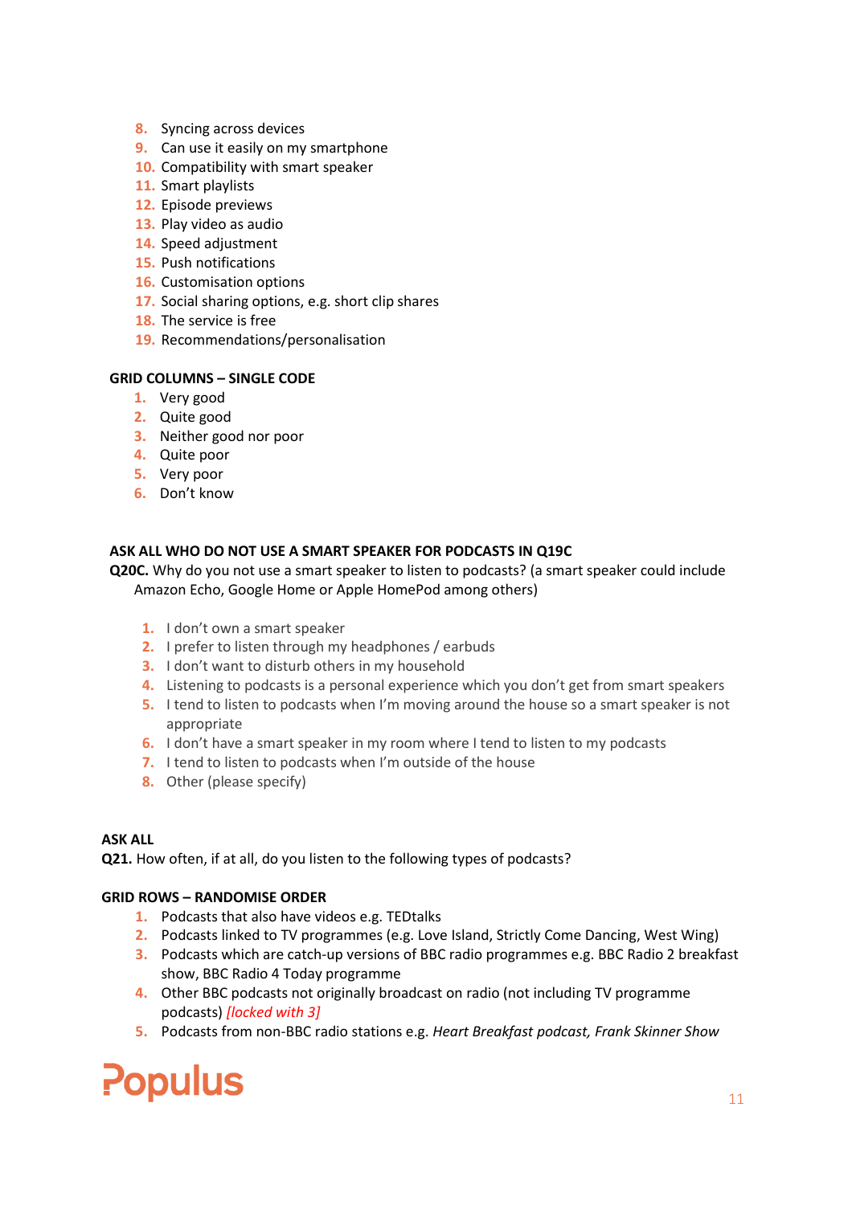8. Syncing across devices
9. Can use it easily on my smartphone
10. Compatibility with smart speaker
11. Smart playlists
12. Episode previews
13. Play video as audio
14. Speed adjustment
15. Push notifications
16. Customisation options
17. Social sharing options, e.g. short clip shares
18. The service is free
19. Recommendations/personalisation

**GRID COLUMNS – SINGLE CODE**

1. Very good
2. Quite good
3. Neither good nor poor
4. Quite poor
5. Very poor
6. Don't know

**ASK ALL WHO DO NOT USE A SMART SPEAKER FOR PODCASTS IN Q19C**

**Q20C.** Why do you not use a smart speaker to listen to podcasts? (a smart speaker could include Amazon Echo, Google Home or Apple HomePod among others)

1. I don't own a smart speaker
2. I prefer to listen through my headphones / earbuds
3. I don't want to disturb others in my household
4. Listening to podcasts is a personal experience which you don't get from smart speakers
5. I tend to listen to podcasts when I'm moving around the house so a smart speaker is not appropriate
6. I don't have a smart speaker in my room where I tend to listen to my podcasts
7. I tend to listen to podcasts when I'm outside of the house
8. Other (please specify)

**ASK ALL**

**Q21.** How often, if at all, do you listen to the following types of podcasts?

**GRID ROWS – RANDOMISE ORDER**

1. Podcasts that also have videos e.g. TEDtalks
2. Podcasts linked to TV programmes (e.g. Love Island, Strictly Come Dancing, West Wing)
3. Podcasts which are catch-up versions of BBC radio programmes e.g. BBC Radio 2 breakfast show, BBC Radio 4 Today programme
4. Other BBC podcasts not originally broadcast on radio (not including TV programme podcasts) *[locked with 3]*
5. Podcasts from non-BBC radio stations e.g. *Heart Breakfast podcast, Frank Skinner Show*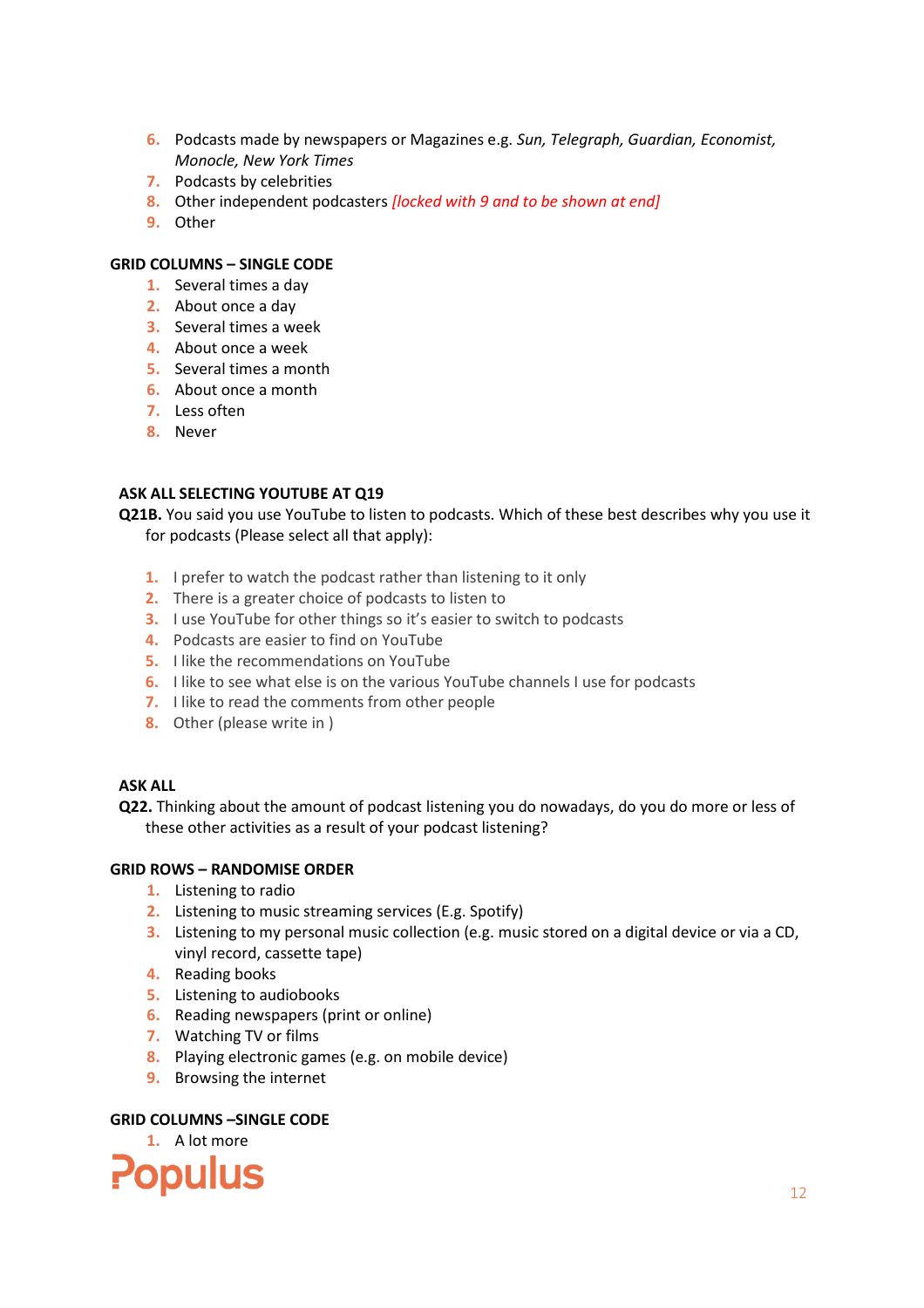6. Podcasts made by newspapers or Magazines e.g. *Sun, Telegraph, Guardian, Economist, Monocle, New York Times*
7. Podcasts by celebrities
8. Other independent podcasters *[locked with 9 and to be shown at end]*
9. Other

**GRID COLUMNS – SINGLE CODE**

1. Several times a day
2. About once a day
3. Several times a week
4. About once a week
5. Several times a month
6. About once a month
7. Less often
8. Never

**ASK ALL SELECTING YOUTUBE AT Q19**

**Q21B.** You said you use YouTube to listen to podcasts. Which of these best describes why you use it for podcasts (Please select all that apply):

1. I prefer to watch the podcast rather than listening to it only
2. There is a greater choice of podcasts to listen to
3. I use YouTube for other things so it's easier to switch to podcasts
4. Podcasts are easier to find on YouTube
5. I like the recommendations on YouTube
6. I like to see what else is on the various YouTube channels I use for podcasts
7. I like to read the comments from other people
8. Other (please write in )

**ASK ALL**

**Q22.** Thinking about the amount of podcast listening you do nowadays, do you do more or less of these other activities as a result of your podcast listening?

**GRID ROWS – RANDOMISE ORDER**

1. Listening to radio
2. Listening to music streaming services (E.g. Spotify)
3. Listening to my personal music collection (e.g. music stored on a digital device or via a CD, vinyl record, cassette tape)
4. Reading books
5. Listening to audiobooks
6. Reading newspapers (print or online)
7. Watching TV or films
8. Playing electronic games (e.g. on mobile device)
9. Browsing the internet

**GRID COLUMNS –SINGLE CODE**

1. A lot more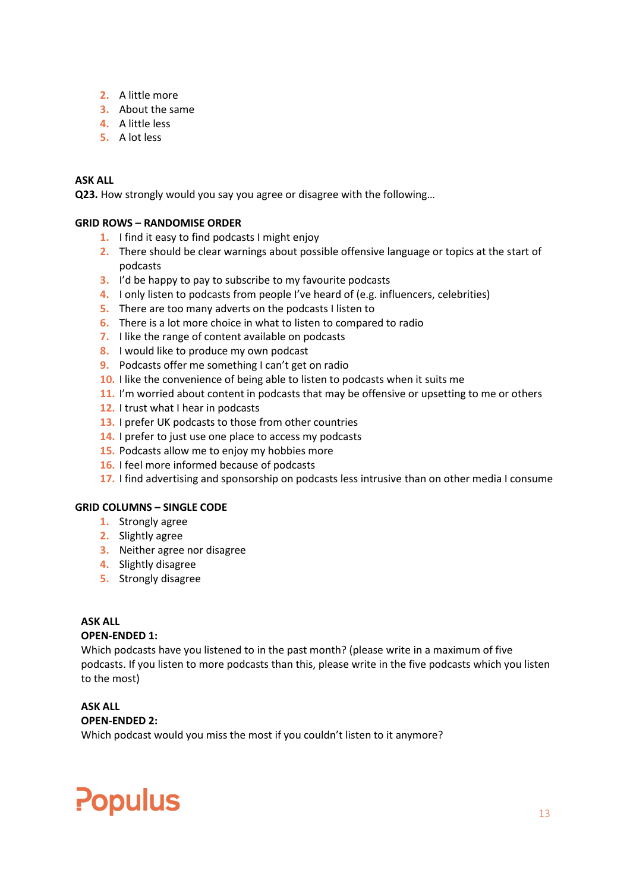2. A little more
3. About the same
4. A little less
5. A lot less

**ASK ALL**

**Q23.** How strongly would you say you agree or disagree with the following…

**GRID ROWS – RANDOMISE ORDER**

1. I find it easy to find podcasts I might enjoy
2. There should be clear warnings about possible offensive language or topics at the start of podcasts
3. I'd be happy to pay to subscribe to my favourite podcasts
4. I only listen to podcasts from people I've heard of (e.g. influencers, celebrities)
5. There are too many adverts on the podcasts I listen to
6. There is a lot more choice in what to listen to compared to radio
7. I like the range of content available on podcasts
8. I would like to produce my own podcast
9. Podcasts offer me something I can't get on radio
10. I like the convenience of being able to listen to podcasts when it suits me
11. I'm worried about content in podcasts that may be offensive or upsetting to me or others
12. I trust what I hear in podcasts
13. I prefer UK podcasts to those from other countries
14. I prefer to just use one place to access my podcasts
15. Podcasts allow me to enjoy my hobbies more
16. I feel more informed because of podcasts
17. I find advertising and sponsorship on podcasts less intrusive than on other media I consume

**GRID COLUMNS – SINGLE CODE**

1. Strongly agree
2. Slightly agree
3. Neither agree nor disagree
4. Slightly disagree
5. Strongly disagree

**ASK ALL**

**OPEN-ENDED 1:**

Which podcasts have you listened to in the past month? (please write in a maximum of five podcasts. If you listen to more podcasts than this, please write in the five podcasts which you listen to the most)

**ASK ALL**

**OPEN-ENDED 2:**

Which podcast would you miss the most if you couldn't listen to it anymore?

Populus